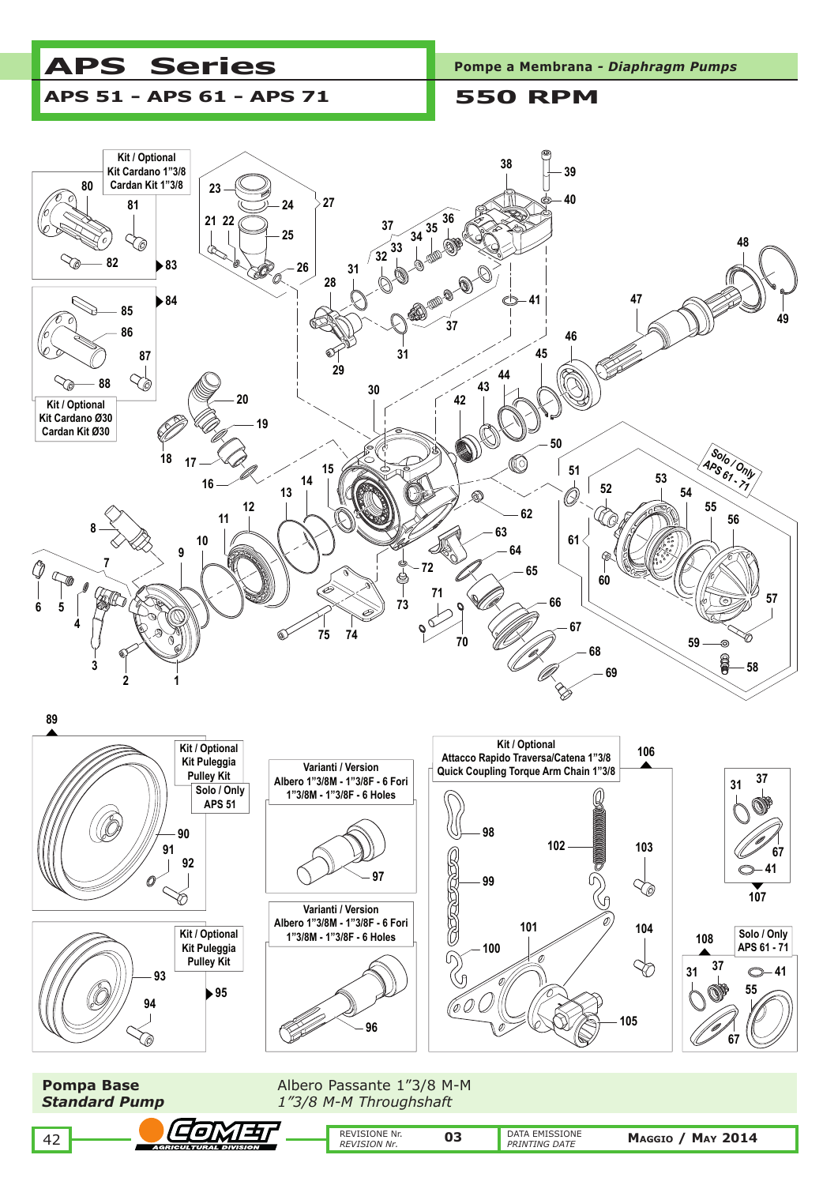# APS Series

## APS 51 - APS 61 - APS 71

**Pompe a Membrana - *Diaphragm Pumps***

## 550 RPM

Kit / Optional
Kit Cardano 1"3/8
Cardan Kit 1"3/8

Kit / Optional
Kit Cardano Ø30
Cardan Kit Ø30

Solo / Only
APS 61 - 71

Kit / Optional
Kit Puleggia
Pulley Kit

Solo / Only
APS 51

Varianti / Version
Albero 1"3/8M - 1"3/8F - 6 Fori
1"3/8M - 1"3/8F - 6 Holes

Varianti / Version
Albero 1"3/8M - 1"3/8F - 6 Fori
1"3/8M - 1"3/8F - 6 Holes

Kit / Optional
Attacco Rapido Traversa/Catena 1"3/8
Quick Coupling Torque Arm Chain 1"3/8

Kit / Optional
Kit Puleggia
Pulley Kit

Solo / Only
APS 61 - 71

**Pompa Base**
***Standard Pump***

Albero Passante 1"3/8 M-M
*1"3/8 M-M Throughshaft*

REVISIONE Nr. / *REVISION Nr.* 03

DATA EMISSIONE / *PRINTING DATE* Maggio / May 2014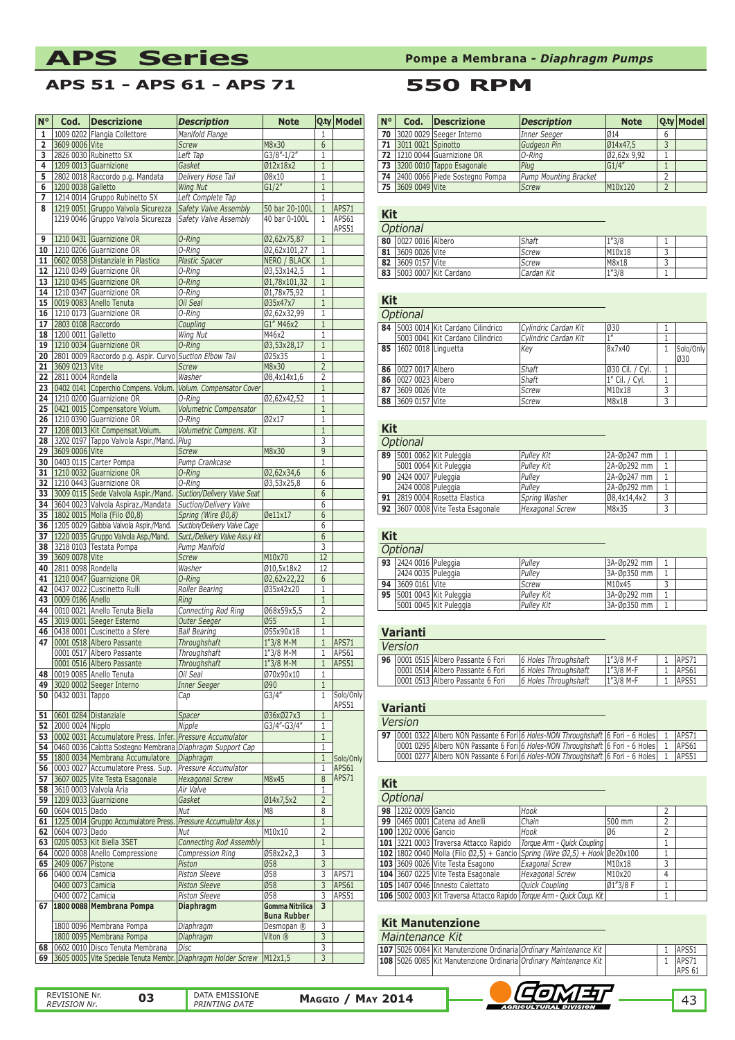# APS Series

**Pompe a Membrana - *Diaphragm Pumps***

## APS 51 - APS 61 - APS 71

## 550 RPM

| N° | Cod. | Descrizione | *Description* | Note | Q.ty | Model |
|---|---|---|---|---|---|---|
| 1 | 1009 0202 | Flangia Collettore | *Manifold Flange* | | 1 | |
| 2 | 3609 0006 | Vite | *Screw* | M8x30 | 6 | |
| 3 | 2826 0030 | Rubinetto SX | *Left Tap* | G3/8"-1/2" | 1 | |
| 4 | 1209 0013 | Guarnizione | *Gasket* | Ø12x18x2 | 1 | |
| 5 | 2802 0018 | Raccordo p.g. Mandata | *Delivery Hose Tail* | Ø8x10 | 1 | |
| 6 | 1200 0038 | Galletto | *Wing Nut* | G1/2" | 1 | |
| 7 | 1214 0014 | Gruppo Rubinetto SX | *Left Complete Tap* | | 1 | |
| 8 | 1219 0051 | Gruppo Valvola Sicurezza | *Safety Valve Assembly* | 50 bar 20-100L | 1 | APS71 |
| | 1219 0046 | Gruppo Valvola Sicurezza | *Safety Valve Assembly* | 40 bar 0-100L | 1 | APS61 APS51 |
| 9 | 1210 0431 | Guarnizione OR | *O-Ring* | Ø2,62x75,87 | 1 | |
| 10 | 1210 0206 | Guarnizione OR | *O-Ring* | Ø2,62x101,27 | 1 | |
| 11 | 0602 0058 | Distanziale in Plastica | *Plastic Spacer* | NERO / BLACK | 1 | |
| 12 | 1210 0349 | Guarnizione OR | *O-Ring* | Ø3,53x142,5 | 1 | |
| 13 | 1210 0345 | Guarnizione OR | *O-Ring* | Ø1,78x101,32 | 1 | |
| 14 | 1210 0347 | Guarnizione OR | *O-Ring* | Ø1,78x75,92 | 1 | |
| 15 | 0019 0083 | Anello Tenuta | *Oil Seal* | Ø35x47x7 | 1 | |
| 16 | 1210 0173 | Guarnizione OR | *O-Ring* | Ø2,62x32,99 | 1 | |
| 17 | 2803 0108 | Raccordo | *Coupling* | G1" M46x2 | 1 | |
| 18 | 1200 0011 | Galletto | *Wing Nut* | M46x2 | 1 | |
| 19 | 1210 0034 | Guarnizione OR | *O-Ring* | Ø3,53x28,17 | 1 | |
| 20 | 2801 0009 | Raccordo p.g. Aspir. Curvo | *Suction Elbow Tail* | Ø25x35 | 1 | |
| 21 | 3609 0213 | Vite | *Screw* | M8x30 | 2 | |
| 22 | 2811 0004 | Rondella | *Washer* | Ø8,4x14x1,6 | 2 | |
| 23 | 0402 0141 | Coperchio Compens. Volum. | *Volum. Compensator Cover* | | 1 | |
| 24 | 1210 0200 | Guarnizione OR | *O-Ring* | Ø2,62x42,52 | 1 | |
| 25 | 0421 0015 | Compensatore Volum. | *Volumetric Compensator* | | 1 | |
| 26 | 1210 0390 | Guarnizione OR | *O-Ring* | Ø2x17 | 1 | |
| 27 | 1208 0013 | Kit Compensat.Volum. | *Volumetric Compens. Kit* | | 1 | |
| 28 | 3202 0197 | Tappo Valvola Aspir./Mand. | *Plug* | | 3 | |
| 29 | 3609 0006 | Vite | *Screw* | M8x30 | 9 | |
| 30 | 0403 0115 | Carter Pompa | *Pump Crankcase* | | 1 | |
| 31 | 1210 0032 | Guarnizione OR | *O-Ring* | Ø2,62x34,6 | 6 | |
| 32 | 1210 0443 | Guarnizione OR | *O-Ring* | Ø3,53x25,8 | 6 | |
| 33 | 3009 0115 | Sede Valvola Aspir./Mand. | *Suction/Delivery Valve Seat* | | 6 | |
| 34 | 3604 0023 | Valvola Aspiraz./Mandata | *Suction/Delivery Valve* | | 6 | |
| 35 | 1802 0015 | Molla (Filo Ø0,8) | *Spring (Wire Ø0,8)* | Øe11x17 | 6 | |
| 36 | 1205 0029 | Gabbia Valvola Aspir./Mand. | *Suction/Delivery Valve Cage* | | 6 | |
| 37 | 1220 0035 | Gruppo Valvola Asp./Mand. | *Suct./Delivery Valve Ass.y kit* | | 6 | |
| 38 | 3218 0103 | Testata Pompa | *Pump Manifold* | | 3 | |
| 39 | 3609 0078 | Vite | *Screw* | M10x70 | 12 | |
| 40 | 2811 0098 | Rondella | *Washer* | Ø10,5x18x2 | 12 | |
| 41 | 1210 0047 | Guarnizione OR | *O-Ring* | Ø2,62x22,22 | 6 | |
| 42 | 0437 0022 | Cuscinetto Rulli | *Roller Bearing* | Ø35x42x20 | 1 | |
| 43 | 0009 0186 | Anello | *Ring* | | 1 | |
| 44 | 0010 0021 | Anello Tenuta Biella | *Connecting Rod Ring* | Ø68x59x5,5 | 2 | |
| 45 | 3019 0001 | Seeger Esterno | *Outer Seeger* | Ø55 | 1 | |
| 46 | 0438 0001 | Cuscinetto a Sfere | *Ball Bearing* | Ø55x90x18 | 1 | |
| 47 | 0001 0518 | Albero Passante | *Throughshaft* | 1"3/8 M-M | 1 | APS71 |
| | 0001 0517 | Albero Passante | *Throughshaft* | 1"3/8 M-M | 1 | APS61 |
| | 0001 0516 | Albero Passante | *Throughshaft* | 1"3/8 M-M | 1 | APS51 |
| 48 | 0019 0085 | Anello Tenuta | *Oil Seal* | Ø70x90x10 | 1 | |
| 49 | 3020 0002 | Seeger Interno | *Inner Seeger* | Ø90 | 1 | |
| 50 | 0432 0031 | Tappo | *Cap* | G3/4" | 1 | Solo/Only APS51 |
| 51 | 0601 0284 | Distanziale | *Spacer* | Ø36xØ27x3 | 1 | |
| 52 | 2000 0024 | Nipplo | *Nipple* | G3/4"-G3/4" | 1 | |
| 53 | 0002 0031 | Accumulatore Press. Infer. | *Pressure Accumulator* | | 1 | |
| 54 | 0460 0036 | Calotta Sostegno Membrana | *Diaphragm Support Cap* | | 1 | |
| 55 | 1800 0034 | Membrana Accumulatore | *Diaphragm* | | 1 | Solo/Only |
| 56 | 0003 0027 | Accumulatore Press. Sup. | *Pressure Accumulator* | | 1 | APS61 |
| 57 | 3607 0025 | Vite Testa Esagonale | *Hexagonal Screw* | M8x45 | 8 | APS71 |
| 58 | 3610 0003 | Valvola Aria | *Air Valve* | | 1 | |
| 59 | 1209 0033 | Guarnizione | *Gasket* | Ø14x7,5x2 | 2 | |
| 60 | 0604 0015 | Dado | *Nut* | M8 | 8 | |
| 61 | 1225 0014 | Gruppo Accumulatore Press. | *Pressure Accumulator Ass.y* | | 1 | |
| 62 | 0604 0073 | Dado | *Nut* | M10x10 | 2 | |
| 63 | 0205 0053 | Kit Biella 3SET | *Connecting Rod Assembly* | | 1 | |
| 64 | 0020 0008 | Anello Compressione | *Compression Ring* | Ø58x2x2,3 | 3 | |
| 65 | 2409 0067 | Pistone | *Piston* | Ø58 | 3 | |
| 66 | 0400 0074 | Camicia | *Piston Sleeve* | Ø58 | 3 | APS71 |
| | 0400 0073 | Camicia | *Piston Sleeve* | Ø58 | 3 | APS61 |
| | 0400 0072 | Camicia | *Piston Sleeve* | Ø58 | 3 | APS51 |
| 67 | **1800 0088** | **Membrana Pompa** | **Diaphragm** | **Gomma Nitrilica Buna Rubber** | **3** | |
| | 1800 0096 | Membrana Pompa | *Diaphragm* | Desmopan ® | 3 | |
| | 1800 0095 | Membrana Pompa | *Diaphragm* | Viton ® | 3 | |
| 68 | 0602 0010 | Disco Tenuta Membrana | *Disc* | | 3 | |
| 69 | 3605 0005 | Vite Speciale Tenuta Membr. | *Diaphragm Holder Screw* | M12x1,5 | 3 | |
| 70 | 3020 0029 | Seeger Interno | *Inner Seeger* | Ø14 | 6 | |
| 71 | 3011 0021 | Spinotto | *Gudgeon Pin* | Ø14x47,5 | 3 | |
| 72 | 1210 0044 | Guarnizione OR | *O-Ring* | Ø2,62x 9,92 | 1 | |
| 73 | 3200 0010 | Tappo Esagonale | *Plug* | G1/4" | 1 | |
| 74 | 2400 0066 | Piede Sostegno Pompa | *Pump Mounting Bracket* | | 2 | |
| 75 | 3609 0049 | Vite | *Screw* | M10x120 | 2 | |

### Kit
*Optional*

| N° | Cod. | Descrizione | *Description* | Note | Q.ty | Model |
|---|---|---|---|---|---|---|
| 80 | 0027 0016 | Albero | *Shaft* | 1"3/8 | 1 | |
| 81 | 3609 0026 | Vite | *Screw* | M10x18 | 3 | |
| 82 | 3609 0157 | Vite | *Screw* | M8x18 | 3 | |
| 83 | 5003 0007 | Kit Cardano | *Cardan Kit* | 1"3/8 | 1 | |

### Kit
*Optional*

| N° | Cod. | Descrizione | *Description* | Note | Q.ty | Model |
|---|---|---|---|---|---|---|
| 84 | 5003 0014 | Kit Cardano Cilindrico | *Cylindric Cardan Kit* | Ø30 | 1 | |
| | 5003 0041 | Kit Cardano Cilindrico | *Cylindric Cardan Kit* | 1" | 1 | |
| 85 | 1602 0018 | Linguetta | *Key* | 8x7x40 | 1 | Solo/Only Ø30 |
| 86 | 0027 0017 | Albero | *Shaft* | Ø30 Cil. / Cyl. | 1 | |
| 86 | 0027 0023 | Albero | *Shaft* | 1" Cil. / Cyl. | 1 | |
| 87 | 3609 0026 | Vite | *Screw* | M10x18 | 3 | |
| 88 | 3609 0157 | Vite | *Screw* | M8x18 | 3 | |

### Kit
*Optional*

| N° | Cod. | Descrizione | *Description* | Note | Q.ty | Model |
|---|---|---|---|---|---|---|
| 89 | 5001 0062 | Kit Puleggia | *Pulley Kit* | 2A-Øp247 mm | 1 | |
| | 5001 0064 | Kit Puleggia | *Pulley Kit* | 2A-Øp292 mm | 1 | |
| 90 | 2424 0007 | Puleggia | *Pulley* | 2A-Øp247 mm | 1 | |
| | 2424 0008 | Puleggia | *Pulley* | 2A-Øp292 mm | 1 | |
| 91 | 2819 0004 | Rosetta Elastica | *Spring Washer* | Ø8,4x14,4x2 | 3 | |
| 92 | 3607 0008 | Vite Testa Esagonale | *Hexagonal Screw* | M8x35 | 3 | |

### Kit
*Optional*

| N° | Cod. | Descrizione | *Description* | Note | Q.ty | Model |
|---|---|---|---|---|---|---|
| 93 | 2424 0016 | Puleggia | *Pulley* | 3A-Øp292 mm | 1 | |
| | 2424 0035 | Puleggia | *Pulley* | 3A-Øp350 mm | 1 | |
| 94 | 3609 0161 | Vite | *Screw* | M10x45 | 3 | |
| 95 | 5001 0043 | Kit Puleggia | *Pulley Kit* | 3A-Øp292 mm | 1 | |
| | 5001 0045 | Kit Puleggia | *Pulley Kit* | 3A-Øp350 mm | 1 | |

### Varianti
*Version*

| N° | Cod. | Descrizione | *Description* | Note | Q.ty | Model |
|---|---|---|---|---|---|---|
| 96 | 0001 0515 | Albero Passante 6 Fori | *6 Holes Throughshaft* | 1"3/8 M-F | 1 | APS71 |
| | 0001 0514 | Albero Passante 6 Fori | *6 Holes Throughshaft* | 1"3/8 M-F | 1 | APS61 |
| | 0001 0513 | Albero Passante 6 Fori | *6 Holes Throughshaft* | 1"3/8 M-F | 1 | APS51 |

### Varianti
*Version*

| N° | Cod. | Descrizione | *Description* | Note | Q.ty | Model |
|---|---|---|---|---|---|---|
| 97 | 0001 0322 | Albero NON Passante 6 Fori | *6 Holes-NON Throughshaft* | 6 Fori - 6 Holes | 1 | APS71 |
| | 0001 0295 | Albero NON Passante 6 Fori | *6 Holes-NON Throughshaft* | 6 Fori - 6 Holes | 1 | APS61 |
| | 0001 0277 | Albero NON Passante 6 Fori | *6 Holes-NON Throughshaft* | 6 Fori - 6 Holes | 1 | APS51 |

### Kit
*Optional*

| N° | Cod. | Descrizione | *Description* | Note | Q.ty | Model |
|---|---|---|---|---|---|---|
| 98 | 1202 0009 | Gancio | *Hook* | | 2 | |
| 99 | 0465 0001 | Catena ad Anelli | *Chain* | 500 mm | 2 | |
| 100 | 1202 0006 | Gancio | *Hook* | Ø6 | 2 | |
| 101 | 3221 0003 | Traversa Attacco Rapido | *Torque Arm - Quick Coupling* | | 1 | |
| 102 | 1802 0040 | Molla (Filo Ø2,5) + Gancio | *Spring (Wire Ø2,5) + Hook* | Øe20x100 | 1 | |
| 103 | 3609 0026 | Vite Testa Esagono | *Exagonal Screw* | M10x18 | 3 | |
| 104 | 3607 0225 | Vite Testa Esagonale | *Hexagonal Screw* | M10x20 | 4 | |
| 105 | 1407 0046 | Innesto Calettato | *Quick Coupling* | Ø1"3/8 F | 1 | |
| 106 | 5002 0003 | Kit Traversa Attacco Rapido | *Torque Arm - Quick Coup. Kit* | | 1 | |

### Kit Manutenzione
*Maintenance Kit*

| N° | Cod. | Descrizione | *Description* | Note | Q.ty | Model |
|---|---|---|---|---|---|---|
| 107 | 5026 0084 | Kit Manutenzione Ordinaria | *Ordinary Maintenance Kit* | | 1 | APS51 |
| 108 | 5026 0085 | Kit Manutenzione Ordinaria | *Ordinary Maintenance Kit* | | 1 | APS71 APS 61 |

REVISIONE Nr. / *REVISION Nr.* **03** — DATA EMISSIONE / *PRINTING DATE* **Maggio / May 2014**